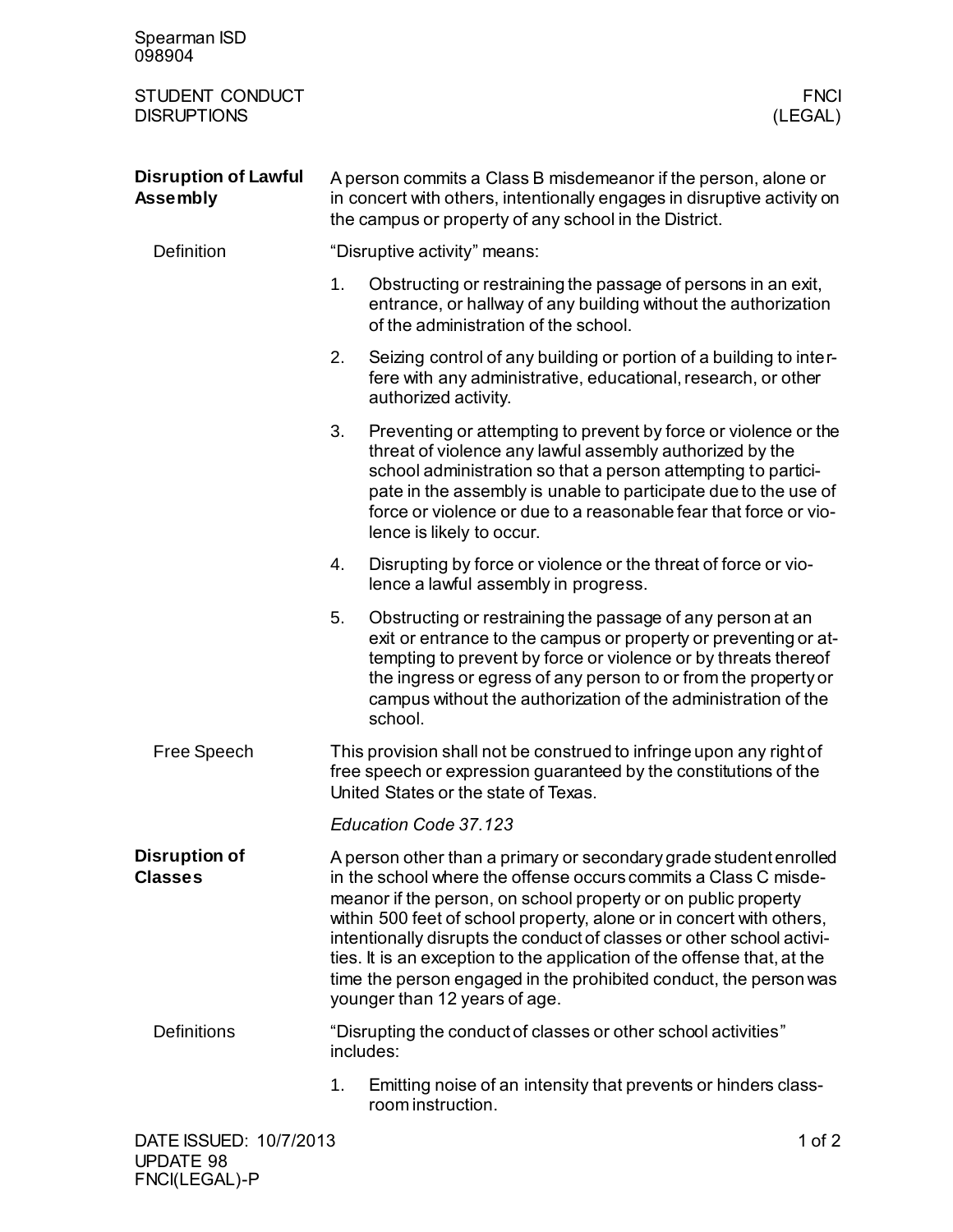Spearman ISD
098904

STUDENT CONDUCT
DISRUPTIONS

FNCI
(LEGAL)

## Disruption of Lawful Assembly

A person commits a Class B misdemeanor if the person, alone or in concert with others, intentionally engages in disruptive activity on the campus or property of any school in the District.

### Definition

"Disruptive activity" means:

1. Obstructing or restraining the passage of persons in an exit, entrance, or hallway of any building without the authorization of the administration of the school.
2. Seizing control of any building or portion of a building to interfere with any administrative, educational, research, or other authorized activity.
3. Preventing or attempting to prevent by force or violence or the threat of violence any lawful assembly authorized by the school administration so that a person attempting to participate in the assembly is unable to participate due to the use of force or violence or due to a reasonable fear that force or violence is likely to occur.
4. Disrupting by force or violence or the threat of force or violence a lawful assembly in progress.
5. Obstructing or restraining the passage of any person at an exit or entrance to the campus or property or preventing or attempting to prevent by force or violence or by threats thereof the ingress or egress of any person to or from the property or campus without the authorization of the administration of the school.

### Free Speech

This provision shall not be construed to infringe upon any right of free speech or expression guaranteed by the constitutions of the United States or the state of Texas.

*Education Code 37.123*

## Disruption of Classes

A person other than a primary or secondary grade student enrolled in the school where the offense occurs commits a Class C misdemeanor if the person, on school property or on public property within 500 feet of school property, alone or in concert with others, intentionally disrupts the conduct of classes or other school activities. It is an exception to the application of the offense that, at the time the person engaged in the prohibited conduct, the person was younger than 12 years of age.

### Definitions

"Disrupting the conduct of classes or other school activities" includes:

1. Emitting noise of an intensity that prevents or hinders classroom instruction.

DATE ISSUED: 10/7/2013
UPDATE 98
FNCI(LEGAL)-P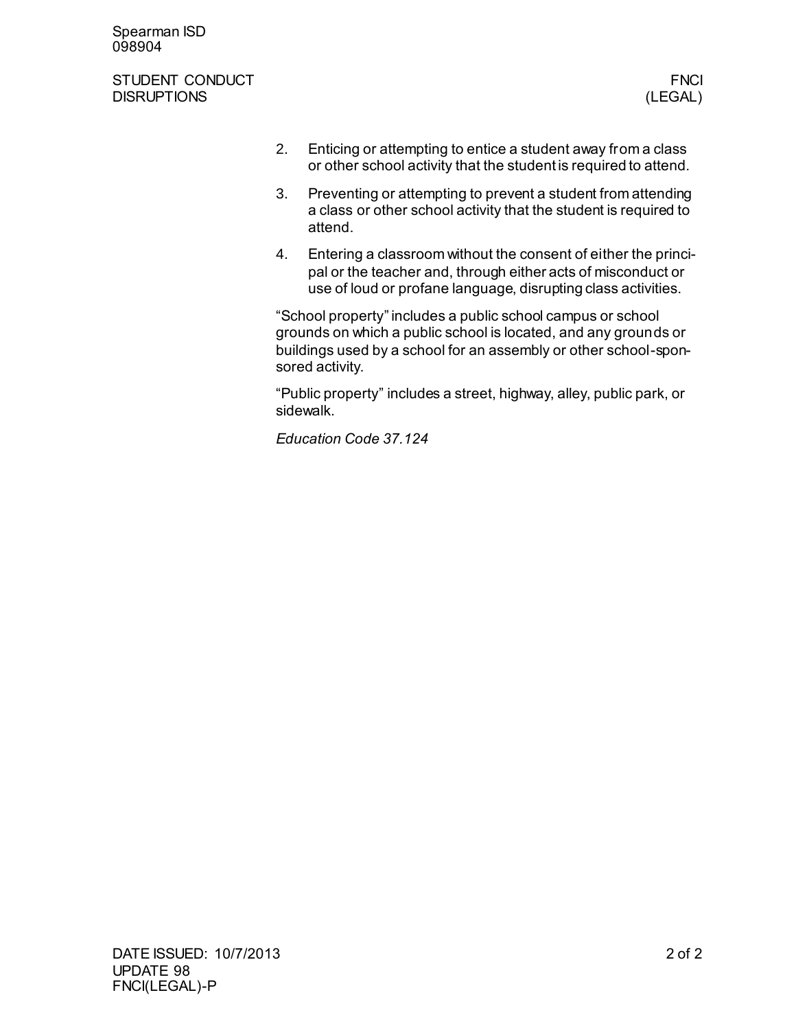2. Enticing or attempting to entice a student away from a class or other school activity that the student is required to attend.
3. Preventing or attempting to prevent a student from attending a class or other school activity that the student is required to attend.
4. Entering a classroom without the consent of either the principal or the teacher and, through either acts of misconduct or use of loud or profane language, disrupting class activities.

"School property" includes a public school campus or school grounds on which a public school is located, and any grounds or buildings used by a school for an assembly or other school-sponsored activity.

"Public property" includes a street, highway, alley, public park, or sidewalk.

*Education Code 37.124*